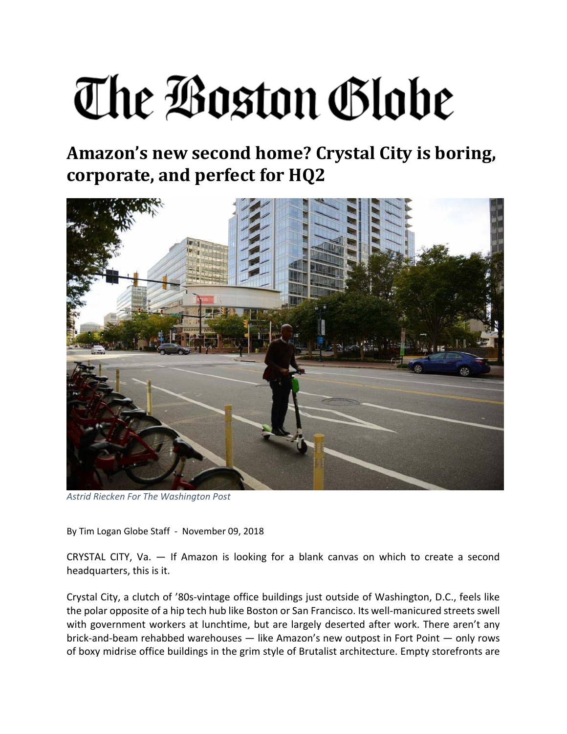# The Boston Globe

## Amazon's new second home? Crystal City is boring, corporate, and perfect for HQ2

*Astrid Riecken For The Washington Post*

By Tim Logan Globe Staff - November 09, 2018

CRYSTAL CITY, Va. — If Amazon is looking for a blank canvas on which to create a second headquarters, this is it.

Crystal City, a clutch of '80s-vintage office buildings just outside of Washington, D.C., feels like the polar opposite of a hip tech hub like Boston or San Francisco. Its well-manicured streets swell with government workers at lunchtime, but are largely deserted after work. There aren't any brick-and-beam rehabbed warehouses — like Amazon's new outpost in Fort Point — only rows of boxy midrise office buildings in the grim style of Brutalist architecture. Empty storefronts are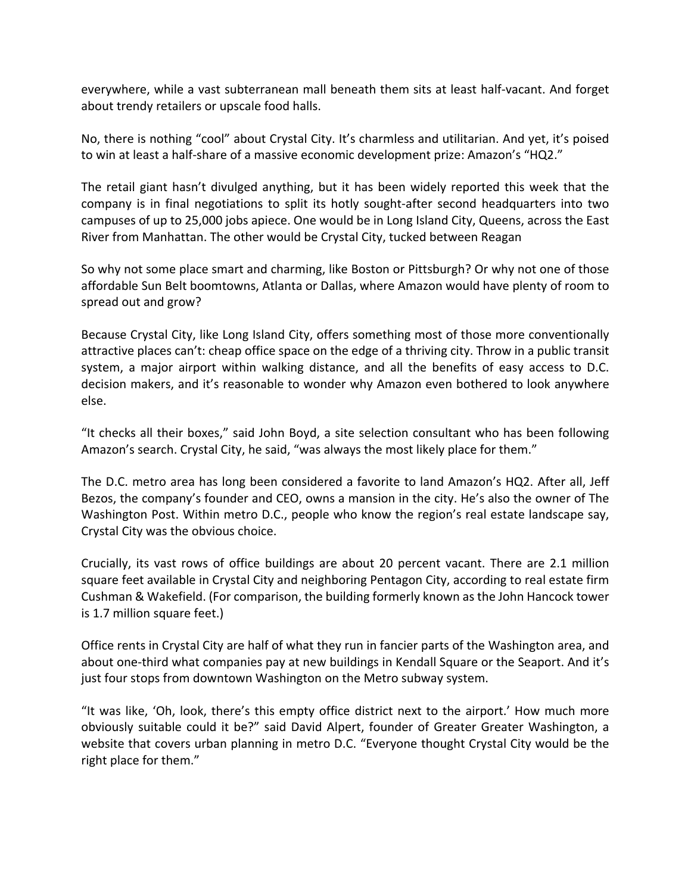everywhere, while a vast subterranean mall beneath them sits at least half-vacant. And forget about trendy retailers or upscale food halls.

No, there is nothing "cool" about Crystal City. It's charmless and utilitarian. And yet, it's poised to win at least a half-share of a massive economic development prize: Amazon's "HQ2."

The retail giant hasn't divulged anything, but it has been widely reported this week that the company is in final negotiations to split its hotly sought-after second headquarters into two campuses of up to 25,000 jobs apiece. One would be in Long Island City, Queens, across the East River from Manhattan. The other would be Crystal City, tucked between Reagan

So why not some place smart and charming, like Boston or Pittsburgh? Or why not one of those affordable Sun Belt boomtowns, Atlanta or Dallas, where Amazon would have plenty of room to spread out and grow?

Because Crystal City, like Long Island City, offers something most of those more conventionally attractive places can't: cheap office space on the edge of a thriving city. Throw in a public transit system, a major airport within walking distance, and all the benefits of easy access to D.C. decision makers, and it's reasonable to wonder why Amazon even bothered to look anywhere else.

"It checks all their boxes," said John Boyd, a site selection consultant who has been following Amazon's search. Crystal City, he said, "was always the most likely place for them."

The D.C. metro area has long been considered a favorite to land Amazon's HQ2. After all, Jeff Bezos, the company's founder and CEO, owns a mansion in the city. He's also the owner of The Washington Post. Within metro D.C., people who know the region's real estate landscape say, Crystal City was the obvious choice.

Crucially, its vast rows of office buildings are about 20 percent vacant. There are 2.1 million square feet available in Crystal City and neighboring Pentagon City, according to real estate firm Cushman & Wakefield. (For comparison, the building formerly known as the John Hancock tower is 1.7 million square feet.)

Office rents in Crystal City are half of what they run in fancier parts of the Washington area, and about one-third what companies pay at new buildings in Kendall Square or the Seaport. And it's just four stops from downtown Washington on the Metro subway system.

"It was like, 'Oh, look, there's this empty office district next to the airport.' How much more obviously suitable could it be?" said David Alpert, founder of Greater Greater Washington, a website that covers urban planning in metro D.C. "Everyone thought Crystal City would be the right place for them."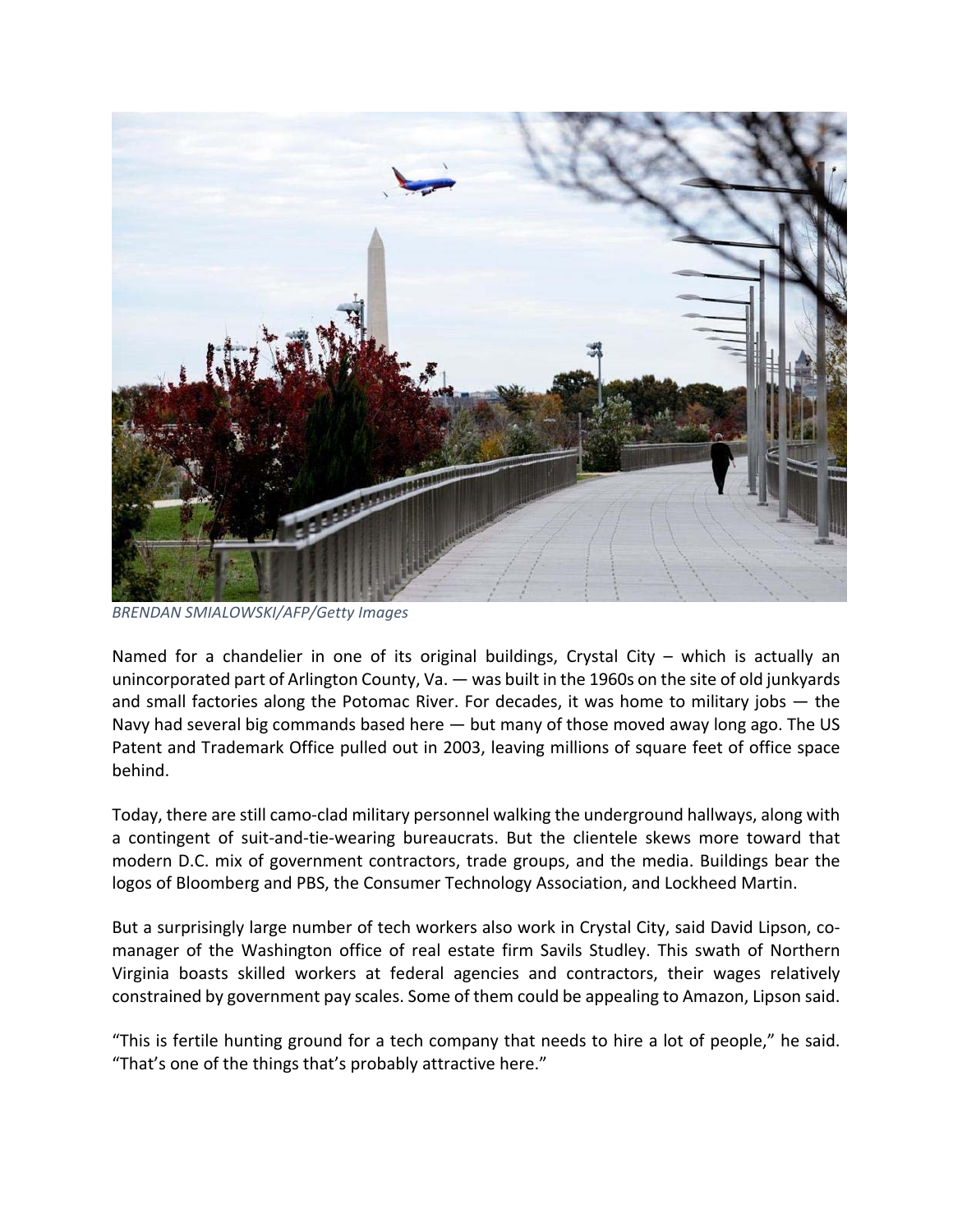*BRENDAN SMIALOWSKI/AFP/Getty Images*

Named for a chandelier in one of its original buildings, Crystal City – which is actually an unincorporated part of Arlington County, Va. — was built in the 1960s on the site of old junkyards and small factories along the Potomac River. For decades, it was home to military jobs — the Navy had several big commands based here — but many of those moved away long ago. The US Patent and Trademark Office pulled out in 2003, leaving millions of square feet of office space behind.

Today, there are still camo-clad military personnel walking the underground hallways, along with a contingent of suit-and-tie-wearing bureaucrats. But the clientele skews more toward that modern D.C. mix of government contractors, trade groups, and the media. Buildings bear the logos of Bloomberg and PBS, the Consumer Technology Association, and Lockheed Martin.

But a surprisingly large number of tech workers also work in Crystal City, said David Lipson, co-manager of the Washington office of real estate firm Savils Studley. This swath of Northern Virginia boasts skilled workers at federal agencies and contractors, their wages relatively constrained by government pay scales. Some of them could be appealing to Amazon, Lipson said.

"This is fertile hunting ground for a tech company that needs to hire a lot of people," he said. "That's one of the things that's probably attractive here."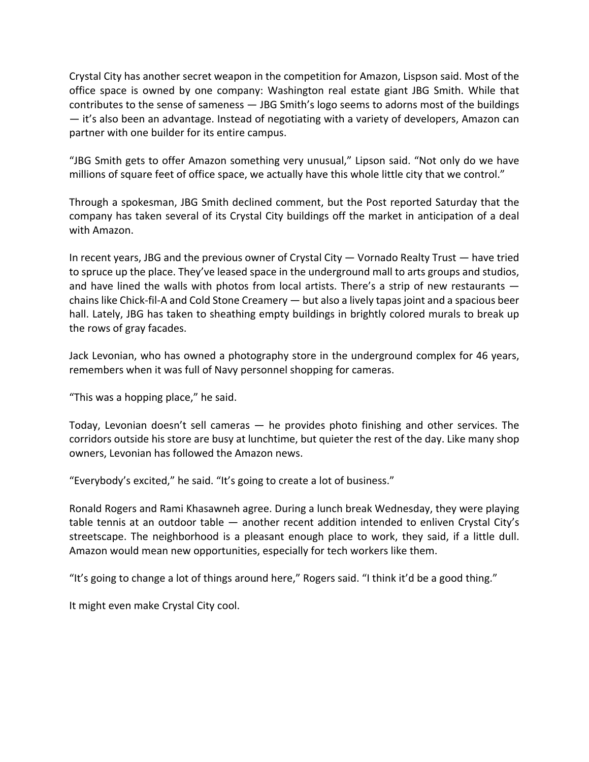Crystal City has another secret weapon in the competition for Amazon, Lispson said. Most of the office space is owned by one company: Washington real estate giant JBG Smith. While that contributes to the sense of sameness — JBG Smith's logo seems to adorns most of the buildings — it's also been an advantage. Instead of negotiating with a variety of developers, Amazon can partner with one builder for its entire campus.

"JBG Smith gets to offer Amazon something very unusual," Lipson said. "Not only do we have millions of square feet of office space, we actually have this whole little city that we control."

Through a spokesman, JBG Smith declined comment, but the Post reported Saturday that the company has taken several of its Crystal City buildings off the market in anticipation of a deal with Amazon.

In recent years, JBG and the previous owner of Crystal City — Vornado Realty Trust — have tried to spruce up the place. They've leased space in the underground mall to arts groups and studios, and have lined the walls with photos from local artists. There's a strip of new restaurants — chains like Chick-fil-A and Cold Stone Creamery — but also a lively tapas joint and a spacious beer hall. Lately, JBG has taken to sheathing empty buildings in brightly colored murals to break up the rows of gray facades.

Jack Levonian, who has owned a photography store in the underground complex for 46 years, remembers when it was full of Navy personnel shopping for cameras.

"This was a hopping place," he said.

Today, Levonian doesn't sell cameras — he provides photo finishing and other services. The corridors outside his store are busy at lunchtime, but quieter the rest of the day. Like many shop owners, Levonian has followed the Amazon news.

"Everybody's excited," he said. "It's going to create a lot of business."

Ronald Rogers and Rami Khasawneh agree. During a lunch break Wednesday, they were playing table tennis at an outdoor table — another recent addition intended to enliven Crystal City's streetscape. The neighborhood is a pleasant enough place to work, they said, if a little dull. Amazon would mean new opportunities, especially for tech workers like them.

"It's going to change a lot of things around here," Rogers said. "I think it'd be a good thing."

It might even make Crystal City cool.